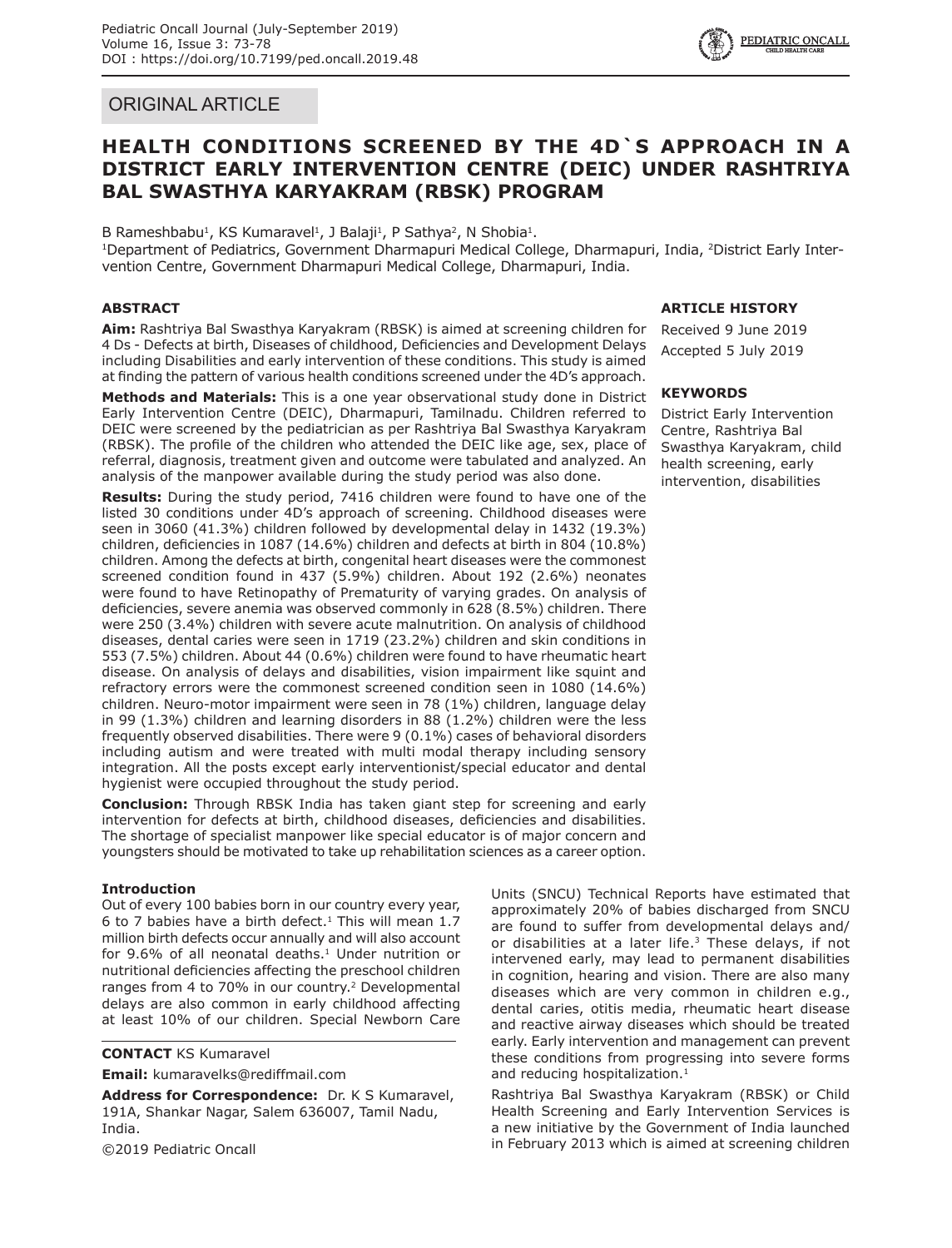ORIGINAL ARTICLE

# HEALTH CONDITIONS SCREENED BY THE 4D`S APPROACH IN A DISTRICT EARLY INTERVENTION CENTRE (DEIC) UNDER RASHTRIYA BAL SWASTHYA KARYAKRAM (RBSK) PROGRAM

B Rameshbabu[1], KS Kumaravel[1], J Balaji[1], P Sathya[2], N Shobia[1].

[1]Department of Pediatrics, Government Dharmapuri Medical College, Dharmapuri, India, [2]District Early Intervention Centre, Government Dharmapuri Medical College, Dharmapuri, India.

### ABSTRACT

**Aim:** Rashtriya Bal Swasthya Karyakram (RBSK) is aimed at screening children for 4 Ds - Defects at birth, Diseases of childhood, Deficiencies and Development Delays including Disabilities and early intervention of these conditions. This study is aimed at finding the pattern of various health conditions screened under the 4D's approach.

**Methods and Materials:** This is a one year observational study done in District Early Intervention Centre (DEIC), Dharmapuri, Tamilnadu. Children referred to DEIC were screened by the pediatrician as per Rashtriya Bal Swasthya Karyakram (RBSK). The profile of the children who attended the DEIC like age, sex, place of referral, diagnosis, treatment given and outcome were tabulated and analyzed. An analysis of the manpower available during the study period was also done.

**Results:** During the study period, 7416 children were found to have one of the listed 30 conditions under 4D's approach of screening. Childhood diseases were seen in 3060 (41.3%) children followed by developmental delay in 1432 (19.3%) children, deficiencies in 1087 (14.6%) children and defects at birth in 804 (10.8%) children. Among the defects at birth, congenital heart diseases were the commonest screened condition found in 437 (5.9%) children. About 192 (2.6%) neonates were found to have Retinopathy of Prematurity of varying grades. On analysis of deficiencies, severe anemia was observed commonly in 628 (8.5%) children. There were 250 (3.4%) children with severe acute malnutrition. On analysis of childhood diseases, dental caries were seen in 1719 (23.2%) children and skin conditions in 553 (7.5%) children. About 44 (0.6%) children were found to have rheumatic heart disease. On analysis of delays and disabilities, vision impairment like squint and refractory errors were the commonest screened condition seen in 1080 (14.6%) children. Neuro-motor impairment were seen in 78 (1%) children, language delay in 99 (1.3%) children and learning disorders in 88 (1.2%) children were the less frequently observed disabilities. There were 9 (0.1%) cases of behavioral disorders including autism and were treated with multi modal therapy including sensory integration. All the posts except early interventionist/special educator and dental hygienist were occupied throughout the study period.

**Conclusion:** Through RBSK India has taken giant step for screening and early intervention for defects at birth, childhood diseases, deficiencies and disabilities. The shortage of specialist manpower like special educator is of major concern and youngsters should be motivated to take up rehabilitation sciences as a career option.

### ARTICLE HISTORY

Received 9 June 2019

Accepted 5 July 2019

### KEYWORDS

District Early Intervention Centre, Rashtriya Bal Swasthya Karyakram, child health screening, early intervention, disabilities

### Introduction

Out of every 100 babies born in our country every year, 6 to 7 babies have a birth defect.[1] This will mean 1.7 million birth defects occur annually and will also account for 9.6% of all neonatal deaths.[1] Under nutrition or nutritional deficiencies affecting the preschool children ranges from 4 to 70% in our country.[2] Developmental delays are also common in early childhood affecting at least 10% of our children. Special Newborn Care Units (SNCU) Technical Reports have estimated that approximately 20% of babies discharged from SNCU are found to suffer from developmental delays and/or disabilities at a later life.[3] These delays, if not intervened early, may lead to permanent disabilities in cognition, hearing and vision. There are also many diseases which are very common in children e.g., dental caries, otitis media, rheumatic heart disease and reactive airway diseases which should be treated early. Early intervention and management can prevent these conditions from progressing into severe forms and reducing hospitalization.[1]

Rashtriya Bal Swasthya Karyakram (RBSK) or Child Health Screening and Early Intervention Services is a new initiative by the Government of India launched in February 2013 which is aimed at screening children

**CONTACT** KS Kumaravel

**Email:** kumaravelks@rediffmail.com

**Address for Correspondence:** Dr. K S Kumaravel, 191A, Shankar Nagar, Salem 636007, Tamil Nadu, India.

©2019 Pediatric Oncall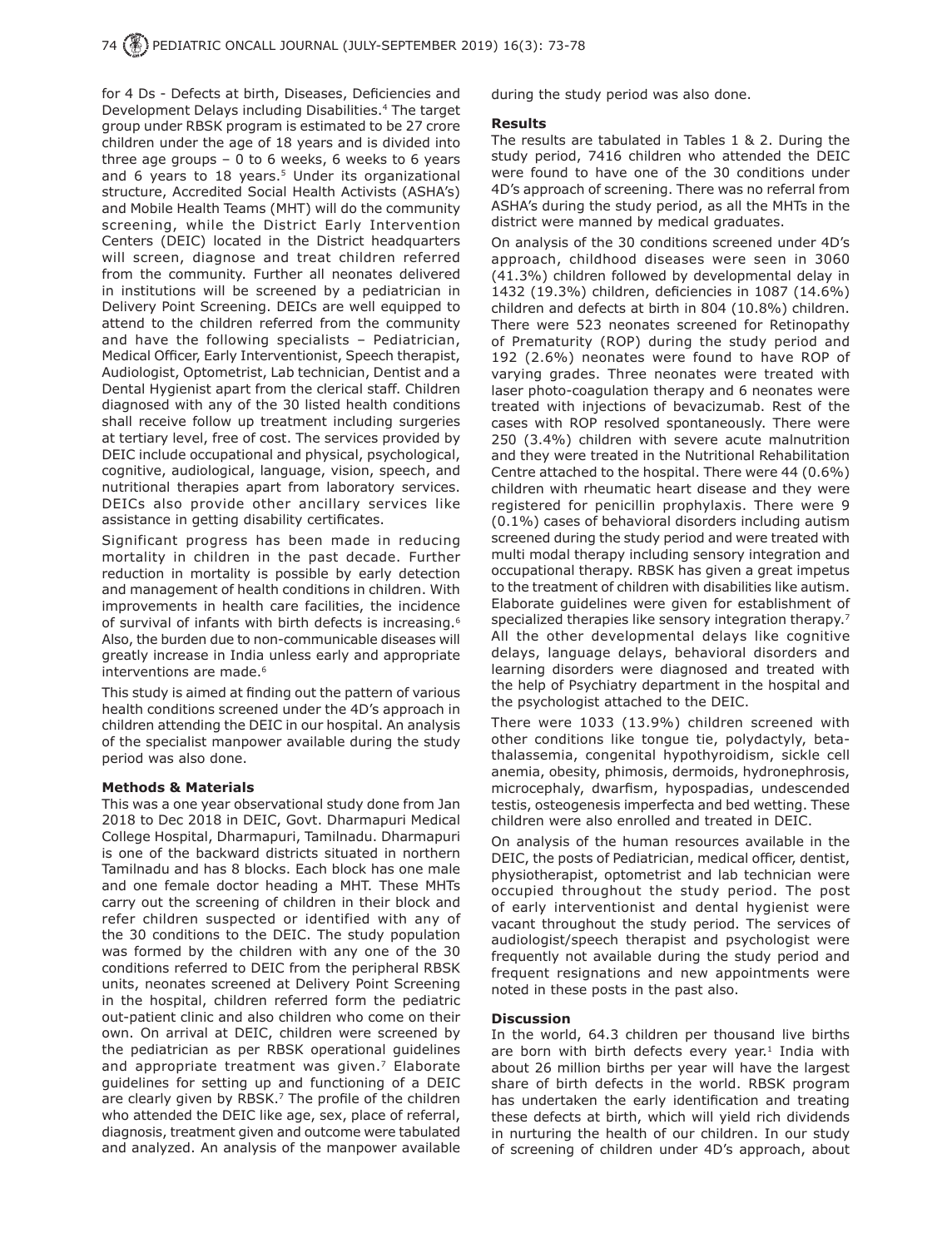for 4 Ds - Defects at birth, Diseases, Deficiencies and Development Delays including Disabilities.[4] The target group under RBSK program is estimated to be 27 crore children under the age of 18 years and is divided into three age groups – 0 to 6 weeks, 6 weeks to 6 years and 6 years to 18 years.[5] Under its organizational structure, Accredited Social Health Activists (ASHA's) and Mobile Health Teams (MHT) will do the community screening, while the District Early Intervention Centers (DEIC) located in the District headquarters will screen, diagnose and treat children referred from the community. Further all neonates delivered in institutions will be screened by a pediatrician in Delivery Point Screening. DEICs are well equipped to attend to the children referred from the community and have the following specialists – Pediatrician, Medical Officer, Early Interventionist, Speech therapist, Audiologist, Optometrist, Lab technician, Dentist and a Dental Hygienist apart from the clerical staff. Children diagnosed with any of the 30 listed health conditions shall receive follow up treatment including surgeries at tertiary level, free of cost. The services provided by DEIC include occupational and physical, psychological, cognitive, audiological, language, vision, speech, and nutritional therapies apart from laboratory services. DEICs also provide other ancillary services like assistance in getting disability certificates.

Significant progress has been made in reducing mortality in children in the past decade. Further reduction in mortality is possible by early detection and management of health conditions in children. With improvements in health care facilities, the incidence of survival of infants with birth defects is increasing.[6] Also, the burden due to non-communicable diseases will greatly increase in India unless early and appropriate interventions are made.[6]

This study is aimed at finding out the pattern of various health conditions screened under the 4D's approach in children attending the DEIC in our hospital. An analysis of the specialist manpower available during the study period was also done.

**Methods & Materials**

This was a one year observational study done from Jan 2018 to Dec 2018 in DEIC, Govt. Dharmapuri Medical College Hospital, Dharmapuri, Tamilnadu. Dharmapuri is one of the backward districts situated in northern Tamilnadu and has 8 blocks. Each block has one male and one female doctor heading a MHT. These MHTs carry out the screening of children in their block and refer children suspected or identified with any of the 30 conditions to the DEIC. The study population was formed by the children with any one of the 30 conditions referred to DEIC from the peripheral RBSK units, neonates screened at Delivery Point Screening in the hospital, children referred form the pediatric out-patient clinic and also children who come on their own. On arrival at DEIC, children were screened by the pediatrician as per RBSK operational guidelines and appropriate treatment was given.[7] Elaborate guidelines for setting up and functioning of a DEIC are clearly given by RBSK.[7] The profile of the children who attended the DEIC like age, sex, place of referral, diagnosis, treatment given and outcome were tabulated and analyzed. An analysis of the manpower available during the study period was also done.

**Results**

The results are tabulated in Tables 1 & 2. During the study period, 7416 children who attended the DEIC were found to have one of the 30 conditions under 4D's approach of screening. There was no referral from ASHA's during the study period, as all the MHTs in the district were manned by medical graduates.

On analysis of the 30 conditions screened under 4D's approach, childhood diseases were seen in 3060 (41.3%) children followed by developmental delay in 1432 (19.3%) children, deficiencies in 1087 (14.6%) children and defects at birth in 804 (10.8%) children. There were 523 neonates screened for Retinopathy of Prematurity (ROP) during the study period and 192 (2.6%) neonates were found to have ROP of varying grades. Three neonates were treated with laser photo-coagulation therapy and 6 neonates were treated with injections of bevacizumab. Rest of the cases with ROP resolved spontaneously. There were 250 (3.4%) children with severe acute malnutrition and they were treated in the Nutritional Rehabilitation Centre attached to the hospital. There were 44 (0.6%) children with rheumatic heart disease and they were registered for penicillin prophylaxis. There were 9 (0.1%) cases of behavioral disorders including autism screened during the study period and were treated with multi modal therapy including sensory integration and occupational therapy. RBSK has given a great impetus to the treatment of children with disabilities like autism. Elaborate guidelines were given for establishment of specialized therapies like sensory integration therapy.[7] All the other developmental delays like cognitive delays, language delays, behavioral disorders and learning disorders were diagnosed and treated with the help of Psychiatry department in the hospital and the psychologist attached to the DEIC.

There were 1033 (13.9%) children screened with other conditions like tongue tie, polydactyly, beta-thalassemia, congenital hypothyroidism, sickle cell anemia, obesity, phimosis, dermoids, hydronephrosis, microcephaly, dwarfism, hypospadias, undescended testis, osteogenesis imperfecta and bed wetting. These children were also enrolled and treated in DEIC.

On analysis of the human resources available in the DEIC, the posts of Pediatrician, medical officer, dentist, physiotherapist, optometrist and lab technician were occupied throughout the study period. The post of early interventionist and dental hygienist were vacant throughout the study period. The services of audiologist/speech therapist and psychologist were frequently not available during the study period and frequent resignations and new appointments were noted in these posts in the past also.

**Discussion**

In the world, 64.3 children per thousand live births are born with birth defects every year.[1] India with about 26 million births per year will have the largest share of birth defects in the world. RBSK program has undertaken the early identification and treating these defects at birth, which will yield rich dividends in nurturing the health of our children. In our study of screening of children under 4D's approach, about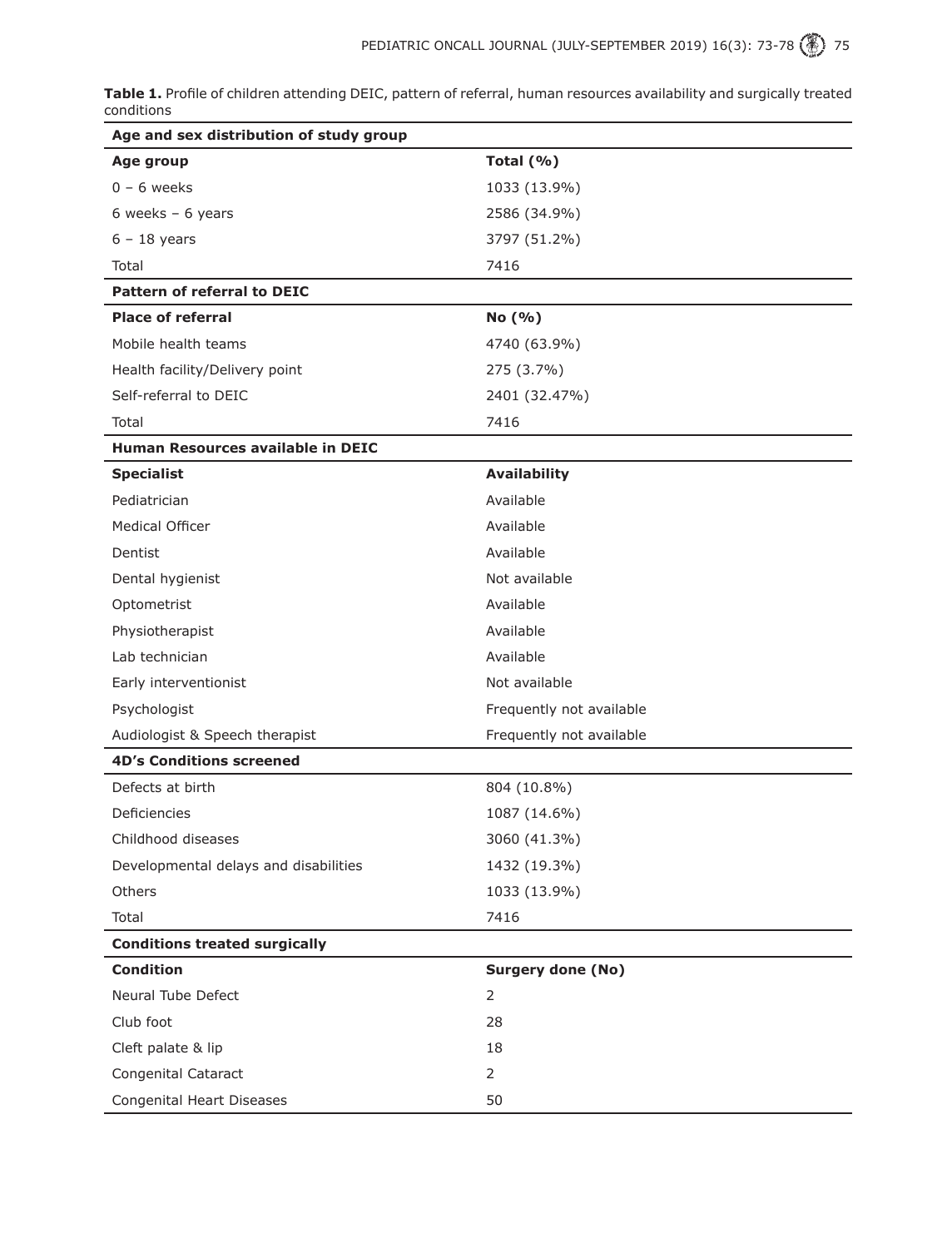**Table 1.** Profile of children attending DEIC, pattern of referral, human resources availability and surgically treated conditions

| **Age and sex distribution of study group** | |
|---|---|
| **Age group** | **Total (%)** |
| 0 – 6 weeks | 1033 (13.9%) |
| 6 weeks – 6 years | 2586 (34.9%) |
| 6 – 18 years | 3797 (51.2%) |
| Total | 7416 |
| **Pattern of referral to DEIC** | |
| **Place of referral** | **No (%)** |
| Mobile health teams | 4740 (63.9%) |
| Health facility/Delivery point | 275 (3.7%) |
| Self-referral to DEIC | 2401 (32.47%) |
| Total | 7416 |
| **Human Resources available in DEIC** | |
| **Specialist** | **Availability** |
| Pediatrician | Available |
| Medical Officer | Available |
| Dentist | Available |
| Dental hygienist | Not available |
| Optometrist | Available |
| Physiotherapist | Available |
| Lab technician | Available |
| Early interventionist | Not available |
| Psychologist | Frequently not available |
| Audiologist & Speech therapist | Frequently not available |
| **4D's Conditions screened** | |
| Defects at birth | 804 (10.8%) |
| Deficiencies | 1087 (14.6%) |
| Childhood diseases | 3060 (41.3%) |
| Developmental delays and disabilities | 1432 (19.3%) |
| Others | 1033 (13.9%) |
| Total | 7416 |
| **Conditions treated surgically** | |
| **Condition** | **Surgery done (No)** |
| Neural Tube Defect | 2 |
| Club foot | 28 |
| Cleft palate & lip | 18 |
| Congenital Cataract | 2 |
| Congenital Heart Diseases | 50 |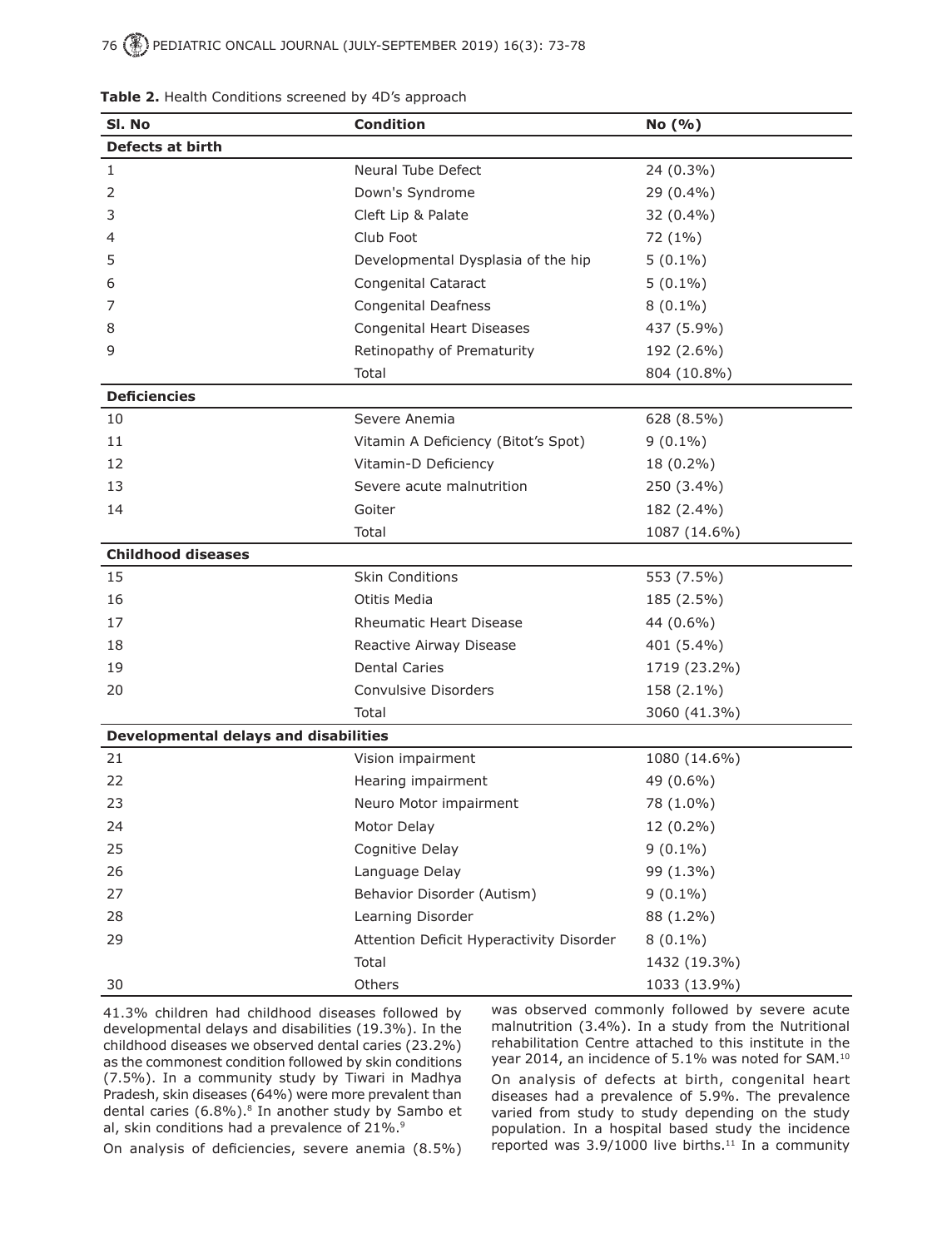**Table 2.** Health Conditions screened by 4D's approach

| Sl. No | Condition | No (%) |
|---|---|---|
| **Defects at birth** | | |
| 1 | Neural Tube Defect | 24 (0.3%) |
| 2 | Down's Syndrome | 29 (0.4%) |
| 3 | Cleft Lip & Palate | 32 (0.4%) |
| 4 | Club Foot | 72 (1%) |
| 5 | Developmental Dysplasia of the hip | 5 (0.1%) |
| 6 | Congenital Cataract | 5 (0.1%) |
| 7 | Congenital Deafness | 8 (0.1%) |
| 8 | Congenital Heart Diseases | 437 (5.9%) |
| 9 | Retinopathy of Prematurity | 192 (2.6%) |
| | Total | 804 (10.8%) |
| **Deficiencies** | | |
| 10 | Severe Anemia | 628 (8.5%) |
| 11 | Vitamin A Deficiency (Bitot's Spot) | 9 (0.1%) |
| 12 | Vitamin-D Deficiency | 18 (0.2%) |
| 13 | Severe acute malnutrition | 250 (3.4%) |
| 14 | Goiter | 182 (2.4%) |
| | Total | 1087 (14.6%) |
| **Childhood diseases** | | |
| 15 | Skin Conditions | 553 (7.5%) |
| 16 | Otitis Media | 185 (2.5%) |
| 17 | Rheumatic Heart Disease | 44 (0.6%) |
| 18 | Reactive Airway Disease | 401 (5.4%) |
| 19 | Dental Caries | 1719 (23.2%) |
| 20 | Convulsive Disorders | 158 (2.1%) |
| | Total | 3060 (41.3%) |
| **Developmental delays and disabilities** | | |
| 21 | Vision impairment | 1080 (14.6%) |
| 22 | Hearing impairment | 49 (0.6%) |
| 23 | Neuro Motor impairment | 78 (1.0%) |
| 24 | Motor Delay | 12 (0.2%) |
| 25 | Cognitive Delay | 9 (0.1%) |
| 26 | Language Delay | 99 (1.3%) |
| 27 | Behavior Disorder (Autism) | 9 (0.1%) |
| 28 | Learning Disorder | 88 (1.2%) |
| 29 | Attention Deficit Hyperactivity Disorder | 8 (0.1%) |
| | Total | 1432 (19.3%) |
| 30 | Others | 1033 (13.9%) |

41.3% children had childhood diseases followed by developmental delays and disabilities (19.3%). In the childhood diseases we observed dental caries (23.2%) as the commonest condition followed by skin conditions (7.5%). In a community study by Tiwari in Madhya Pradesh, skin diseases (64%) were more prevalent than dental caries (6.8%).[8] In another study by Sambo et al, skin conditions had a prevalence of 21%.[9]

On analysis of deficiencies, severe anemia (8.5%) was observed commonly followed by severe acute malnutrition (3.4%). In a study from the Nutritional rehabilitation Centre attached to this institute in the year 2014, an incidence of 5.1% was noted for SAM.[10]

On analysis of defects at birth, congenital heart diseases had a prevalence of 5.9%. The prevalence varied from study to study depending on the study population. In a hospital based study the incidence reported was 3.9/1000 live births.[11] In a community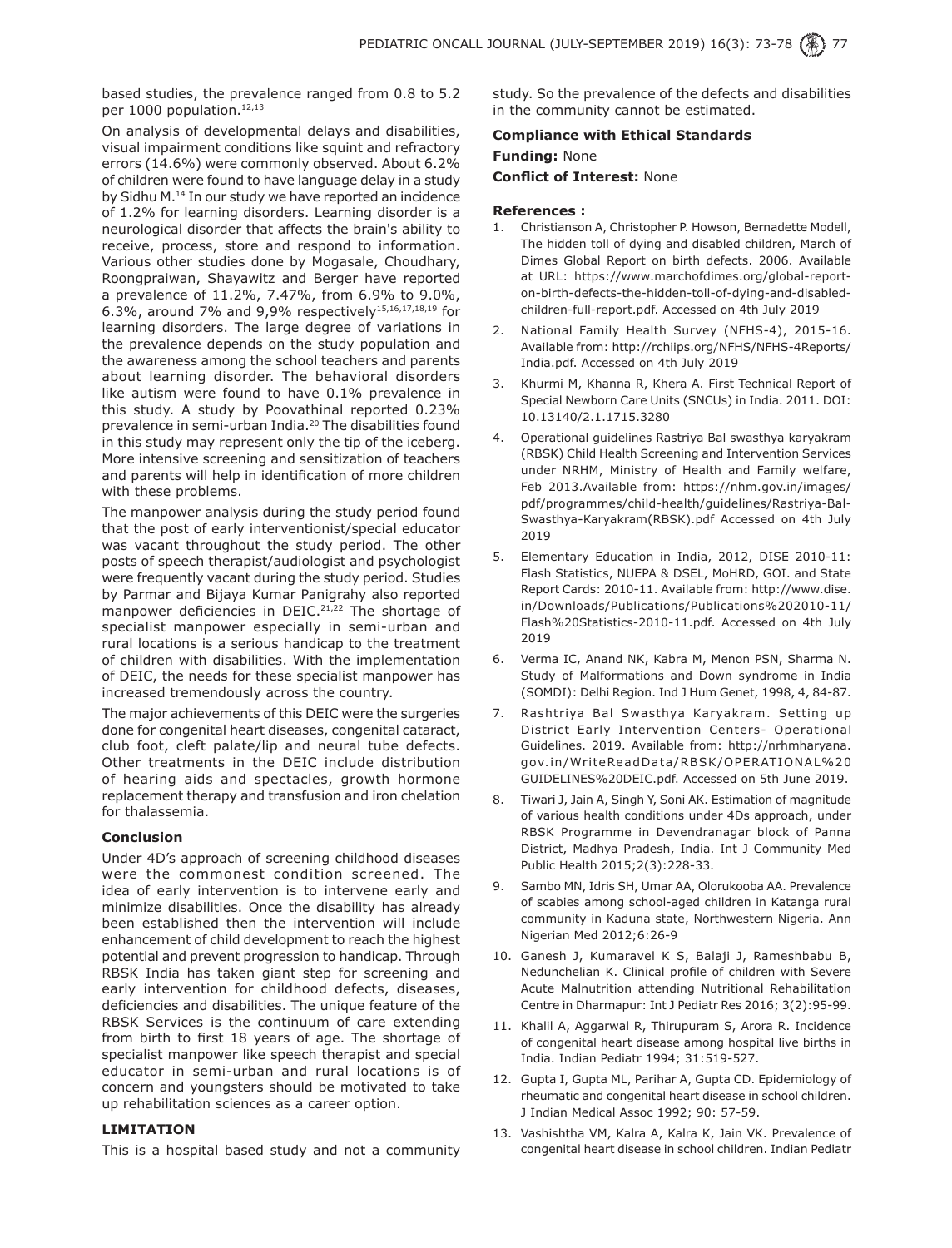based studies, the prevalence ranged from 0.8 to 5.2 per 1000 population.[12,13]

On analysis of developmental delays and disabilities, visual impairment conditions like squint and refractory errors (14.6%) were commonly observed. About 6.2% of children were found to have language delay in a study by Sidhu M.[14] In our study we have reported an incidence of 1.2% for learning disorders. Learning disorder is a neurological disorder that affects the brain's ability to receive, process, store and respond to information. Various other studies done by Mogasale, Choudhary, Roongpraiwan, Shayawitz and Berger have reported a prevalence of 11.2%, 7.47%, from 6.9% to 9.0%, 6.3%, around 7% and 9,9% respectively[15,16,17,18,19] for learning disorders. The large degree of variations in the prevalence depends on the study population and the awareness among the school teachers and parents about learning disorder. The behavioral disorders like autism were found to have 0.1% prevalence in this study. A study by Poovathinal reported 0.23% prevalence in semi-urban India.[20] The disabilities found in this study may represent only the tip of the iceberg. More intensive screening and sensitization of teachers and parents will help in identification of more children with these problems.

The manpower analysis during the study period found that the post of early interventionist/special educator was vacant throughout the study period. The other posts of speech therapist/audiologist and psychologist were frequently vacant during the study period. Studies by Parmar and Bijaya Kumar Panigrahy also reported manpower deficiencies in DEIC.[21,22] The shortage of specialist manpower especially in semi-urban and rural locations is a serious handicap to the treatment of children with disabilities. With the implementation of DEIC, the needs for these specialist manpower has increased tremendously across the country.

The major achievements of this DEIC were the surgeries done for congenital heart diseases, congenital cataract, club foot, cleft palate/lip and neural tube defects. Other treatments in the DEIC include distribution of hearing aids and spectacles, growth hormone replacement therapy and transfusion and iron chelation for thalassemia.

## Conclusion

Under 4D's approach of screening childhood diseases were the commonest condition screened. The idea of early intervention is to intervene early and minimize disabilities. Once the disability has already been established then the intervention will include enhancement of child development to reach the highest potential and prevent progression to handicap. Through RBSK India has taken giant step for screening and early intervention for childhood defects, diseases, deficiencies and disabilities. The unique feature of the RBSK Services is the continuum of care extending from birth to first 18 years of age. The shortage of specialist manpower like speech therapist and special educator in semi-urban and rural locations is of concern and youngsters should be motivated to take up rehabilitation sciences as a career option.

## LIMITATION

This is a hospital based study and not a community study. So the prevalence of the defects and disabilities in the community cannot be estimated.

**Compliance with Ethical Standards**

**Funding:** None

**Conflict of Interest:** None

## References :

1. Christianson A, Christopher P. Howson, Bernadette Modell, The hidden toll of dying and disabled children, March of Dimes Global Report on birth defects. 2006. Available at URL: https://www.marchofdimes.org/global-report-on-birth-defects-the-hidden-toll-of-dying-and-disabled-children-full-report.pdf. Accessed on 4th July 2019
2. National Family Health Survey (NFHS-4), 2015-16. Available from: http://rchiips.org/NFHS/NFHS-4Reports/India.pdf. Accessed on 4th July 2019
3. Khurmi M, Khanna R, Khera A. First Technical Report of Special Newborn Care Units (SNCUs) in India. 2011. DOI: 10.13140/2.1.1715.3280
4. Operational guidelines Rastriya Bal swasthya karyakram (RBSK) Child Health Screening and Intervention Services under NRHM, Ministry of Health and Family welfare, Feb 2013.Available from: https://nhm.gov.in/images/pdf/programmes/child-health/guidelines/Rastriya-Bal-Swasthya-Karyakram(RBSK).pdf Accessed on 4th July 2019
5. Elementary Education in India, 2012, DISE 2010-11: Flash Statistics, NUEPA & DSEL, MoHRD, GOI. and State Report Cards: 2010-11. Available from: http://www.dise.in/Downloads/Publications/Publications%202010-11/Flash%20Statistics-2010-11.pdf. Accessed on 4th July 2019
6. Verma IC, Anand NK, Kabra M, Menon PSN, Sharma N. Study of Malformations and Down syndrome in India (SOMDI): Delhi Region. Ind J Hum Genet, 1998, 4, 84-87.
7. Rashtriya Bal Swasthya Karyakram. Setting up District Early Intervention Centers- Operational Guidelines. 2019. Available from: http://nrhmharyana.gov.in/WriteReadData/RBSK/OPERATIONAL%20GUIDELINES%20DEIC.pdf. Accessed on 5th June 2019.
8. Tiwari J, Jain A, Singh Y, Soni AK. Estimation of magnitude of various health conditions under 4Ds approach, under RBSK Programme in Devendranagar block of Panna District, Madhya Pradesh, India. Int J Community Med Public Health 2015;2(3):228-33.
9. Sambo MN, Idris SH, Umar AA, Olorukooba AA. Prevalence of scabies among school-aged children in Katanga rural community in Kaduna state, Northwestern Nigeria. Ann Nigerian Med 2012;6:26-9
10. Ganesh J, Kumaravel K S, Balaji J, Rameshbabu B, Nedunchelian K. Clinical profile of children with Severe Acute Malnutrition attending Nutritional Rehabilitation Centre in Dharmapur: Int J Pediatr Res 2016; 3(2):95-99.
11. Khalil A, Aggarwal R, Thirupuram S, Arora R. Incidence of congenital heart disease among hospital live births in India. Indian Pediatr 1994; 31:519-527.
12. Gupta I, Gupta ML, Parihar A, Gupta CD. Epidemiology of rheumatic and congenital heart disease in school children. J Indian Medical Assoc 1992; 90: 57-59.
13. Vashishtha VM, Kalra A, Kalra K, Jain VK. Prevalence of congenital heart disease in school children. Indian Pediatr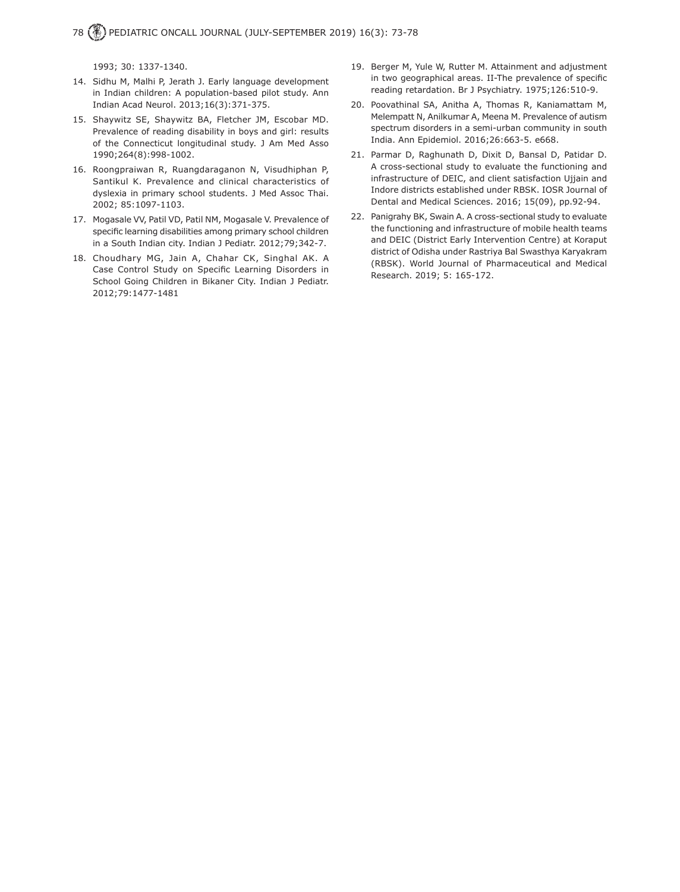1993; 30: 1337-1340.

14. Sidhu M, Malhi P, Jerath J. Early language development in Indian children: A population-based pilot study. Ann Indian Acad Neurol. 2013;16(3):371-375.
15. Shaywitz SE, Shaywitz BA, Fletcher JM, Escobar MD. Prevalence of reading disability in boys and girl: results of the Connecticut longitudinal study. J Am Med Asso 1990;264(8):998-1002.
16. Roongpraiwan R, Ruangdaraganon N, Visudhiphan P, Santikul K. Prevalence and clinical characteristics of dyslexia in primary school students. J Med Assoc Thai. 2002; 85:1097-1103.
17. Mogasale VV, Patil VD, Patil NM, Mogasale V. Prevalence of specific learning disabilities among primary school children in a South Indian city. Indian J Pediatr. 2012;79;342-7.
18. Choudhary MG, Jain A, Chahar CK, Singhal AK. A Case Control Study on Specific Learning Disorders in School Going Children in Bikaner City. Indian J Pediatr. 2012;79:1477-1481
19. Berger M, Yule W, Rutter M. Attainment and adjustment in two geographical areas. II-The prevalence of specific reading retardation. Br J Psychiatry. 1975;126:510-9.
20. Poovathinal SA, Anitha A, Thomas R, Kaniamattam M, Melempatt N, Anilkumar A, Meena M. Prevalence of autism spectrum disorders in a semi-urban community in south India. Ann Epidemiol. 2016;26:663-5. e668.
21. Parmar D, Raghunath D, Dixit D, Bansal D, Patidar D. A cross-sectional study to evaluate the functioning and infrastructure of DEIC, and client satisfaction Ujjain and Indore districts established under RBSK. IOSR Journal of Dental and Medical Sciences. 2016; 15(09), pp.92-94.
22. Panigrahy BK, Swain A. A cross-sectional study to evaluate the functioning and infrastructure of mobile health teams and DEIC (District Early Intervention Centre) at Koraput district of Odisha under Rastriya Bal Swasthya Karyakram (RBSK). World Journal of Pharmaceutical and Medical Research. 2019; 5: 165-172.